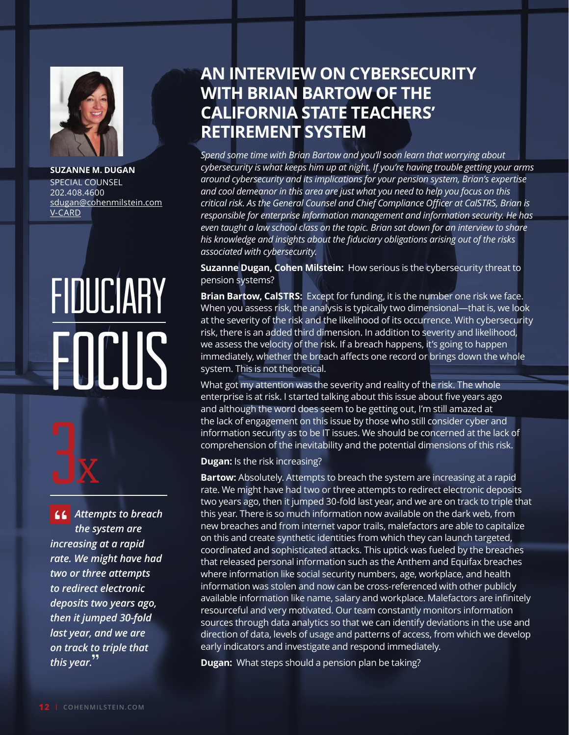**SUZANNE M. DUGAN**
SPECIAL COUNSEL
202.408.4600
sdugan@cohenmilstein.com
V-CARD

# FIDUCIARY FOCUS

# AN INTERVIEW ON CYBERSECURITY WITH BRIAN BARTOW OF THE CALIFORNIA STATE TEACHERS' RETIREMENT SYSTEM

*Spend some time with Brian Bartow and you'll soon learn that worrying about cybersecurity is what keeps him up at night. If you're having trouble getting your arms around cybersecurity and its implications for your pension system, Brian's expertise and cool demeanor in this area are just what you need to help you focus on this critical risk. As the General Counsel and Chief Compliance Officer at CalSTRS, Brian is responsible for enterprise information management and information security. He has even taught a law school class on the topic. Brian sat down for an interview to share his knowledge and insights about the fiduciary obligations arising out of the risks associated with cybersecurity.*

**Suzanne Dugan, Cohen Milstein:** How serious is the cybersecurity threat to pension systems?

**Brian Bartow, CalSTRS:** Except for funding, it is the number one risk we face. When you assess risk, the analysis is typically two dimensional—that is, we look at the severity of the risk and the likelihood of its occurrence. With cybersecurity risk, there is an added third dimension. In addition to severity and likelihood, we assess the velocity of the risk. If a breach happens, it's going to happen immediately, whether the breach affects one record or brings down the whole system. This is not theoretical.

What got my attention was the severity and reality of the risk. The whole enterprise is at risk. I started talking about this issue about five years ago and although the word does seem to be getting out, I'm still amazed at the lack of engagement on this issue by those who still consider cyber and information security as to be IT issues. We should be concerned at the lack of comprehension of the inevitability and the potential dimensions of this risk.

**Dugan:** Is the risk increasing?

**Bartow:** Absolutely. Attempts to breach the system are increasing at a rapid rate. We might have had two or three attempts to redirect electronic deposits two years ago, then it jumped 30-fold last year, and we are on track to triple that this year. There is so much information now available on the dark web, from new breaches and from internet vapor trails, malefactors are able to capitalize on this and create synthetic identities from which they can launch targeted, coordinated and sophisticated attacks. This uptick was fueled by the breaches that released personal information such as the Anthem and Equifax breaches where information like social security numbers, age, workplace, and health information was stolen and now can be cross-referenced with other publicly available information like name, salary and workplace. Malefactors are infinitely resourceful and very motivated. Our team constantly monitors information sources through data analytics so that we can identify deviations in the use and direction of data, levels of usage and patterns of access, from which we develop early indicators and investigate and respond immediately.

**3x**

> *"Attempts to breach the system are increasing at a rapid rate. We might have had two or three attempts to redirect electronic deposits two years ago, then it jumped 30-fold last year, and we are on track to triple that this year."*

**Dugan:** What steps should a pension plan be taking?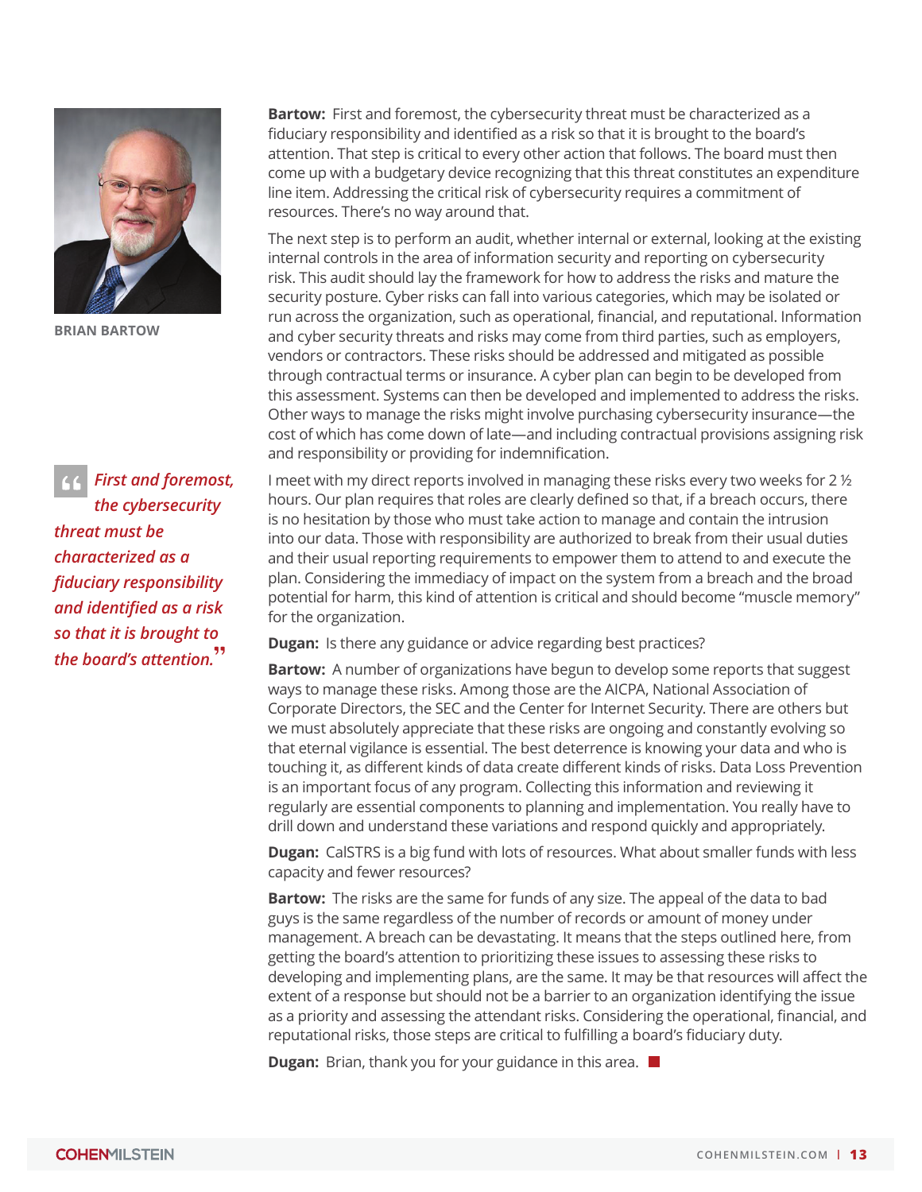BRIAN BARTOW

> *First and foremost, the cybersecurity threat must be characterized as a fiduciary responsibility and identified as a risk so that it is brought to the board's attention.*

**Bartow:** First and foremost, the cybersecurity threat must be characterized as a fiduciary responsibility and identified as a risk so that it is brought to the board's attention. That step is critical to every other action that follows. The board must then come up with a budgetary device recognizing that this threat constitutes an expenditure line item. Addressing the critical risk of cybersecurity requires a commitment of resources. There's no way around that.

The next step is to perform an audit, whether internal or external, looking at the existing internal controls in the area of information security and reporting on cybersecurity risk. This audit should lay the framework for how to address the risks and mature the security posture. Cyber risks can fall into various categories, which may be isolated or run across the organization, such as operational, financial, and reputational. Information and cyber security threats and risks may come from third parties, such as employers, vendors or contractors. These risks should be addressed and mitigated as possible through contractual terms or insurance. A cyber plan can begin to be developed from this assessment. Systems can then be developed and implemented to address the risks. Other ways to manage the risks might involve purchasing cybersecurity insurance—the cost of which has come down of late—and including contractual provisions assigning risk and responsibility or providing for indemnification.

I meet with my direct reports involved in managing these risks every two weeks for 2 ½ hours. Our plan requires that roles are clearly defined so that, if a breach occurs, there is no hesitation by those who must take action to manage and contain the intrusion into our data. Those with responsibility are authorized to break from their usual duties and their usual reporting requirements to empower them to attend to and execute the plan. Considering the immediacy of impact on the system from a breach and the broad potential for harm, this kind of attention is critical and should become "muscle memory" for the organization.

**Dugan:** Is there any guidance or advice regarding best practices?

**Bartow:** A number of organizations have begun to develop some reports that suggest ways to manage these risks. Among those are the AICPA, National Association of Corporate Directors, the SEC and the Center for Internet Security. There are others but we must absolutely appreciate that these risks are ongoing and constantly evolving so that eternal vigilance is essential. The best deterrence is knowing your data and who is touching it, as different kinds of data create different kinds of risks. Data Loss Prevention is an important focus of any program. Collecting this information and reviewing it regularly are essential components to planning and implementation. You really have to drill down and understand these variations and respond quickly and appropriately.

**Dugan:** CalSTRS is a big fund with lots of resources. What about smaller funds with less capacity and fewer resources?

**Bartow:** The risks are the same for funds of any size. The appeal of the data to bad guys is the same regardless of the number of records or amount of money under management. A breach can be devastating. It means that the steps outlined here, from getting the board's attention to prioritizing these issues to assessing these risks to developing and implementing plans, are the same. It may be that resources will affect the extent of a response but should not be a barrier to an organization identifying the issue as a priority and assessing the attendant risks. Considering the operational, financial, and reputational risks, those steps are critical to fulfilling a board's fiduciary duty.

**Dugan:** Brian, thank you for your guidance in this area.